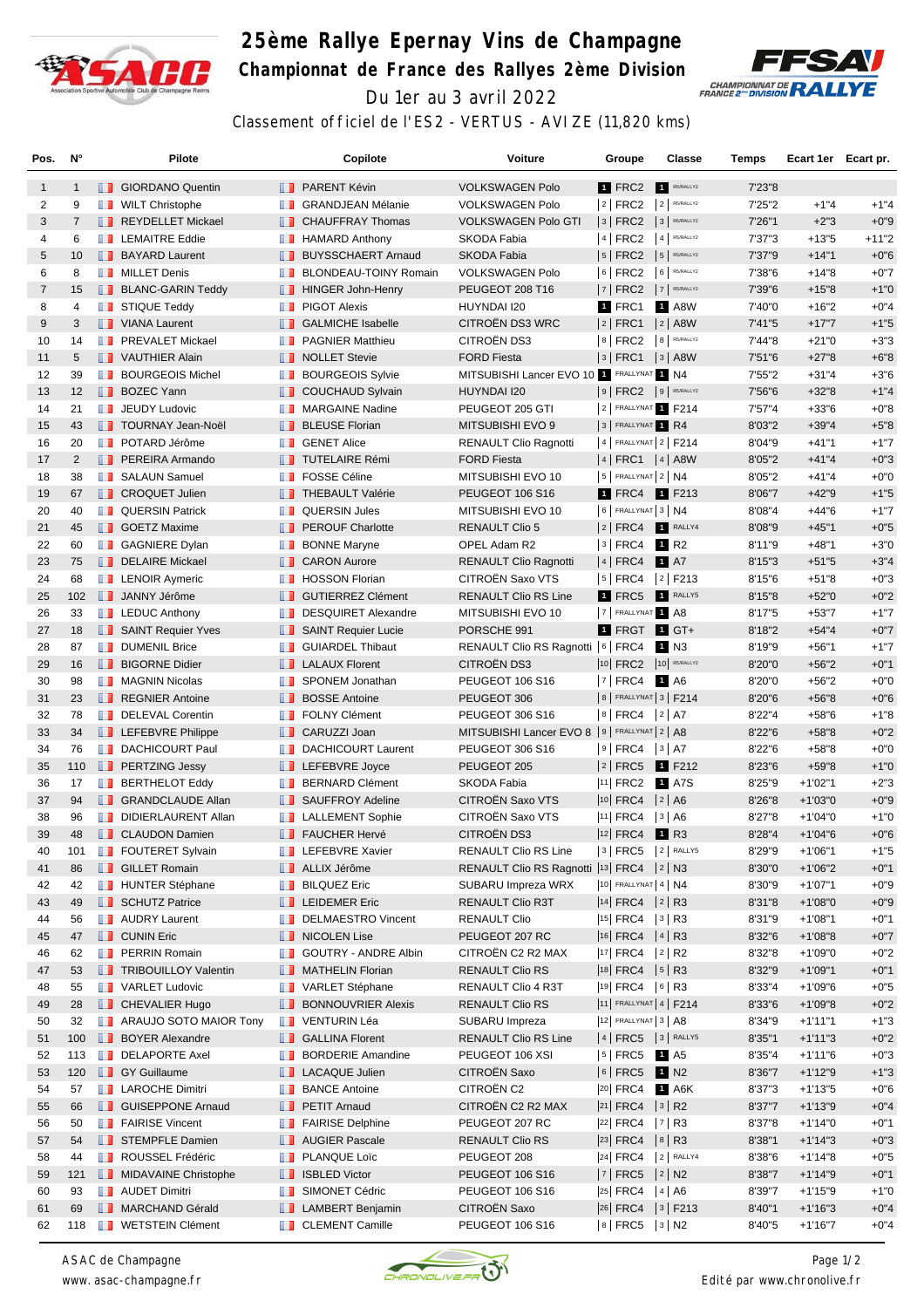# 25ème Rallye Epernay Vins de Champagne

## Championnat de France des Rallyes 2ème Division

Du 1er au 3 avril 2022

Classement officiel de l'ES2 - VERTUS - AVIZE (11,820 kms)

| Pos. | N° | Pilote | Copilote | Voiture | Groupe | Classe | Temps | Ecart 1er | Ecart pr. |
|---|---|---|---|---|---|---|---|---|---|
| 1 | 1 | GIORDANO Quentin | PARENT Kévin | VOLKSWAGEN Polo | 1 FRC2 | 1 R5/RALLY2 | 7'23"8 | | |
| 2 | 9 | WILT Christophe | GRANDJEAN Mélanie | VOLKSWAGEN Polo | 2 FRC2 | 2 R5/RALLY2 | 7'25"2 | +1"4 | +1"4 |
| 3 | 7 | REYDELLET Mickael | CHAUFFRAY Thomas | VOLKSWAGEN Polo GTI | 3 FRC2 | 3 R5/RALLY2 | 7'26"1 | +2"3 | +0"9 |
| 4 | 6 | LEMAITRE Eddie | HAMARD Anthony | SKODA Fabia | 4 FRC2 | 4 R5/RALLY2 | 7'37"3 | +13"5 | +11"2 |
| 5 | 10 | BAYARD Laurent | BUYSSCHAERT Arnaud | SKODA Fabia | 5 FRC2 | 5 R5/RALLY2 | 7'37"9 | +14"1 | +0"6 |
| 6 | 8 | MILLET Denis | BLONDEAU-TOINY Romain | VOLKSWAGEN Polo | 6 FRC2 | 6 R5/RALLY2 | 7'38"6 | +14"8 | +0"7 |
| 7 | 15 | BLANC-GARIN Teddy | HINGER John-Henry | PEUGEOT 208 T16 | 7 FRC2 | 7 R5/RALLY2 | 7'39"6 | +15"8 | +1"0 |
| 8 | 4 | STIQUE Teddy | PIGOT Alexis | HUYNDAI I20 | 1 FRC1 | 1 A8W | 7'40"0 | +16"2 | +0"4 |
| 9 | 3 | VIANA Laurent | GALMICHE Isabelle | CITROËN DS3 WRC | 2 FRC1 | 2 A8W | 7'41"5 | +17"7 | +1"5 |
| 10 | 14 | PREVALET Mickael | PAGNIER Matthieu | CITROËN DS3 | 8 FRC2 | 8 R5/RALLY2 | 7'44"8 | +21"0 | +3"3 |
| 11 | 5 | VAUTHIER Alain | NOLLET Stevie | FORD Fiesta | 3 FRC1 | 3 A8W | 7'51"6 | +27"8 | +6"8 |
| 12 | 39 | BOURGEOIS Michel | BOURGEOIS Sylvie | MITSUBISHI Lancer EVO 10 | 1 FRALLYNAT | 1 N4 | 7'55"2 | +31"4 | +3"6 |
| 13 | 12 | BOZEC Yann | COUCHAUD Sylvain | HUYNDAI I20 | 9 FRC2 | 9 R5/RALLY2 | 7'56"6 | +32"8 | +1"4 |
| 14 | 21 | JEUDY Ludovic | MARGAINE Nadine | PEUGEOT 205 GTI | 2 FRALLYNAT | 1 F214 | 7'57"4 | +33"6 | +0"8 |
| 15 | 43 | TOURNAY Jean-Noël | BLEUSE Florian | MITSUBISHI EVO 9 | 3 FRALLYNAT | 1 R4 | 8'03"2 | +39"4 | +5"8 |
| 16 | 20 | POTARD Jérôme | GENET Alice | RENAULT Clio Ragnotti | 4 FRALLYNAT | 2 F214 | 8'04"9 | +41"1 | +1"7 |
| 17 | 2 | PEREIRA Armando | TUTELAIRE Rémi | FORD Fiesta | 4 FRC1 | 4 A8W | 8'05"2 | +41"4 | +0"3 |
| 18 | 38 | SALAUN Samuel | FOSSE Céline | MITSUBISHI EVO 10 | 5 FRALLYNAT | 2 N4 | 8'05"2 | +41"4 | +0"0 |
| 19 | 67 | CROQUET Julien | THEBAULT Valérie | PEUGEOT 106 S16 | 1 FRC4 | 1 F213 | 8'06"7 | +42"9 | +1"5 |
| 20 | 40 | QUERSIN Patrick | QUERSIN Jules | MITSUBISHI EVO 10 | 6 FRALLYNAT | 3 N4 | 8'08"4 | +44"6 | +1"7 |
| 21 | 45 | GOETZ Maxime | PEROUF Charlotte | RENAULT Clio 5 | 2 FRC4 | 1 RALLY4 | 8'08"9 | +45"1 | +0"5 |
| 22 | 60 | GAGNIERE Dylan | BONNE Maryne | OPEL Adam R2 | 3 FRC4 | 1 R2 | 8'11"9 | +48"1 | +3"0 |
| 23 | 75 | DELAIRE Mickael | CARON Aurore | RENAULT Clio Ragnotti | 4 FRC4 | 1 A7 | 8'15"3 | +51"5 | +3"4 |
| 24 | 68 | LENOIR Aymeric | HOSSON Florian | CITROËN Saxo VTS | 5 FRC4 | 2 F213 | 8'15"6 | +51"8 | +0"3 |
| 25 | 102 | JANNY Jérôme | GUTIERREZ Clément | RENAULT Clio RS Line | 1 FRC5 | 1 RALLY5 | 8'15"8 | +52"0 | +0"2 |
| 26 | 33 | LEDUC Anthony | DESQUIRET Alexandre | MITSUBISHI EVO 10 | 7 FRALLYNAT | 1 A8 | 8'17"5 | +53"7 | +1"7 |
| 27 | 18 | SAINT Requier Yves | SAINT Requier Lucie | PORSCHE 991 | 1 FRGT | 1 GT+ | 8'18"2 | +54"4 | +0"7 |
| 28 | 87 | DUMENIL Brice | GUIARDEL Thibaut | RENAULT Clio RS Ragnotti | 6 FRC4 | 1 N3 | 8'19"9 | +56"1 | +1"7 |
| 29 | 16 | BIGORNE Didier | LALAUX Florent | CITROËN DS3 | 10 FRC2 | 10 R5/RALLY2 | 8'20"0 | +56"2 | +0"1 |
| 30 | 98 | MAGNIN Nicolas | SPONEM Jonathan | PEUGEOT 106 S16 | 7 FRC4 | 1 A6 | 8'20"0 | +56"2 | +0"0 |
| 31 | 23 | REGNIER Antoine | BOSSE Antoine | PEUGEOT 306 | 8 FRALLYNAT | 3 F214 | 8'20"6 | +56"8 | +0"6 |
| 32 | 78 | DELEVAL Corentin | FOLNY Clément | PEUGEOT 306 S16 | 8 FRC4 | 2 A7 | 8'22"4 | +58"6 | +1"8 |
| 33 | 34 | LEFEBVRE Philippe | CARUZZI Joan | MITSUBISHI Lancer EVO 8 | 9 FRALLYNAT | 2 A8 | 8'22"6 | +58"8 | +0"2 |
| 34 | 76 | DACHICOURT Paul | DACHICOURT Laurent | PEUGEOT 306 S16 | 9 FRC4 | 3 A7 | 8'22"6 | +58"8 | +0"0 |
| 35 | 110 | PERTZING Jessy | LEFEBVRE Joyce | PEUGEOT 205 | 2 FRC5 | 1 F212 | 8'23"6 | +59"8 | +1"0 |
| 36 | 17 | BERTHELOT Eddy | BERNARD Clément | SKODA Fabia | 11 FRC2 | 1 A7S | 8'25"9 | +1'02"1 | +2"3 |
| 37 | 94 | GRANDCLAUDE Allan | SAUFFROY Adeline | CITROËN Saxo VTS | 10 FRC4 | 2 A6 | 8'26"8 | +1'03"0 | +0"9 |
| 38 | 96 | DIDIERLAURENT Allan | LALLEMENT Sophie | CITROËN Saxo VTS | 11 FRC4 | 3 A6 | 8'27"8 | +1'04"0 | +1"0 |
| 39 | 48 | CLAUDON Damien | FAUCHER Hervé | CITROËN DS3 | 12 FRC4 | 1 R3 | 8'28"4 | +1'04"6 | +0"6 |
| 40 | 101 | FOUTERET Sylvain | LEFEBVRE Xavier | RENAULT Clio RS Line | 3 FRC5 | 2 RALLY5 | 8'29"9 | +1'06"1 | +1"5 |
| 41 | 86 | GILLET Romain | ALLIX Jérôme | RENAULT Clio RS Ragnotti | 13 FRC4 | 2 N3 | 8'30"0 | +1'06"2 | +0"1 |
| 42 | 42 | HUNTER Stéphane | BILQUEZ Eric | SUBARU Impreza WRX | 10 FRALLYNAT | 4 N4 | 8'30"9 | +1'07"1 | +0"9 |
| 43 | 49 | SCHUTZ Patrice | LEIDEMER Eric | RENAULT Clio R3T | 14 FRC4 | 2 R3 | 8'31"8 | +1'08"0 | +0"9 |
| 44 | 56 | AUDRY Laurent | DELMAESTRO Vincent | RENAULT Clio | 15 FRC4 | 3 R3 | 8'31"9 | +1'08"1 | +0"1 |
| 45 | 47 | CUNIN Eric | NICOLEN Lise | PEUGEOT 207 RC | 16 FRC4 | 4 R3 | 8'32"6 | +1'08"8 | +0"7 |
| 46 | 62 | PERRIN Romain | GOUTRY - ANDRE Albin | CITROËN C2 R2 MAX | 17 FRC4 | 2 R2 | 8'32"8 | +1'09"0 | +0"2 |
| 47 | 53 | TRIBOUILLOY Valentin | MATHELIN Florian | RENAULT Clio RS | 18 FRC4 | 5 R3 | 8'32"9 | +1'09"1 | +0"1 |
| 48 | 55 | VARLET Ludovic | VARLET Stéphane | RENAULT Clio 4 R3T | 19 FRC4 | 6 R3 | 8'33"4 | +1'09"6 | +0"5 |
| 49 | 28 | CHEVALIER Hugo | BONNOUVRIER Alexis | RENAULT Clio RS | 11 FRALLYNAT | 4 F214 | 8'33"6 | +1'09"8 | +0"2 |
| 50 | 32 | ARAUJO SOTO MAIOR Tony | VENTURIN Léa | SUBARU Impreza | 12 FRALLYNAT | 3 A8 | 8'34"9 | +1'11"1 | +1"3 |
| 51 | 100 | BOYER Alexandre | GALLINA Florent | RENAULT Clio RS Line | 4 FRC5 | 3 RALLY5 | 8'35"1 | +1'11"3 | +0"2 |
| 52 | 113 | DELAPORTE Axel | BORDERIE Amandine | PEUGEOT 106 XSI | 5 FRC5 | 1 A5 | 8'35"4 | +1'11"6 | +0"3 |
| 53 | 120 | GY Guillaume | LACAQUE Julien | CITROËN Saxo | 6 FRC5 | 1 N2 | 8'36"7 | +1'12"9 | +1"3 |
| 54 | 57 | LAROCHE Dimitri | BANCE Antoine | CITROËN C2 | 20 FRC4 | 1 A6K | 8'37"3 | +1'13"5 | +0"6 |
| 55 | 66 | GUISEPPONE Arnaud | PETIT Arnaud | CITROËN C2 R2 MAX | 21 FRC4 | 3 R2 | 8'37"7 | +1'13"9 | +0"4 |
| 56 | 50 | FAIRISE Vincent | FAIRISE Delphine | PEUGEOT 207 RC | 22 FRC4 | 7 R3 | 8'37"8 | +1'14"0 | +0"1 |
| 57 | 54 | STEMPFLE Damien | AUGIER Pascale | RENAULT Clio RS | 23 FRC4 | 8 R3 | 8'38"1 | +1'14"3 | +0"3 |
| 58 | 44 | ROUSSEL Frédéric | PLANQUE Loïc | PEUGEOT 208 | 24 FRC4 | 2 RALLY4 | 8'38"6 | +1'14"8 | +0"5 |
| 59 | 121 | MIDAVAINE Christophe | ISBLED Victor | PEUGEOT 106 S16 | 7 FRC5 | 2 N2 | 8'38"7 | +1'14"9 | +0"1 |
| 60 | 93 | AUDET Dimitri | SIMONET Cédric | PEUGEOT 106 S16 | 25 FRC4 | 4 A6 | 8'39"7 | +1'15"9 | +1"0 |
| 61 | 69 | MARCHAND Gérald | LAMBERT Benjamin | CITROËN Saxo | 26 FRC4 | 3 F213 | 8'40"1 | +1'16"3 | +0"4 |
| 62 | 118 | WETSTEIN Clément | CLEMENT Camille | PEUGEOT 106 S16 | 8 FRC5 | 3 N2 | 8'40"5 | +1'16"7 | +0"4 |

ASAC de Champagne
www.asac-champagne.fr

Edité par www.chronolive.fr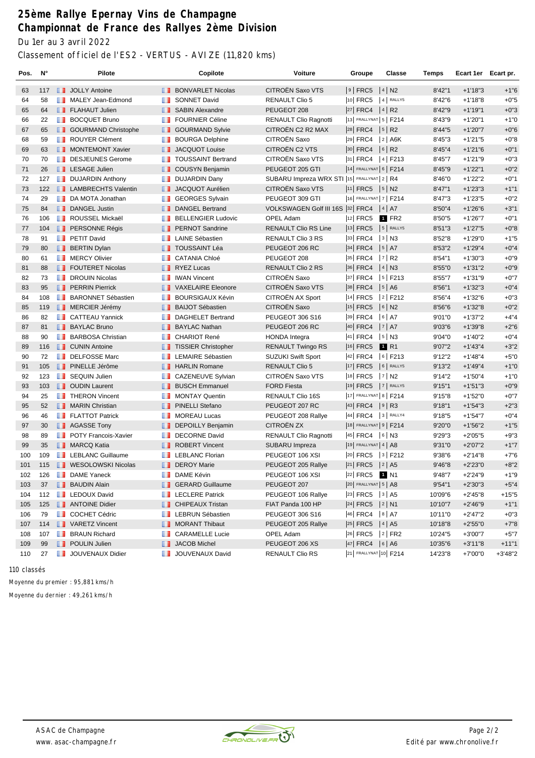# 25ème Rallye Epernay Vins de Champagne

# Championnat de France des Rallyes 2ème Division

Du 1er au 3 avril 2022

Classement officiel de l'ES2 - VERTUS - AVIZE (11,820 kms)

| Pos. | N° | Pilote | Copilote | Voiture | Groupe | Classe | Temps | Ecart 1er | Ecart pr. |
|---|---|---|---|---|---|---|---|---|---|
| 63 | 117 | JOLLY Antoine | BONVARLET Nicolas | CITROËN Saxo VTS | 9 FRC5 | 4 N2 | 8'42"1 | +1'18"3 | +1"6 |
| 64 | 58 | MALEY Jean-Edmond | SONNET David | RENAULT Clio 5 | 10 FRC5 | 4 RALLY5 | 8'42"6 | +1'18"8 | +0"5 |
| 65 | 64 | FLAHAUT Julien | SABIN Alexandre | PEUGEOT 208 | 27 FRC4 | 4 R2 | 8'42"9 | +1'19"1 | +0"3 |
| 66 | 22 | BOCQUET Bruno | FOURNIER Céline | RENAULT Clio Ragnotti | 13 FRALLYNAT | 5 F214 | 8'43"9 | +1'20"1 | +1"0 |
| 67 | 65 | GOURMAND Christophe | GOURMAND Sylvie | CITROËN C2 R2 MAX | 28 FRC4 | 5 R2 | 8'44"5 | +1'20"7 | +0"6 |
| 68 | 59 | ROUYER Clément | BOURGA Delphine | CITROËN Saxo | 29 FRC4 | 2 A6K | 8'45"3 | +1'21"5 | +0"8 |
| 69 | 63 | MONTEMONT Xavier | JACQUOT Louise | CITROËN C2 VTS | 30 FRC4 | 6 R2 | 8'45"4 | +1'21"6 | +0"1 |
| 70 | 70 | DESJEUNES Gerome | TOUSSAINT Bertrand | CITROËN Saxo VTS | 31 FRC4 | 4 F213 | 8'45"7 | +1'21"9 | +0"3 |
| 71 | 26 | LESAGE Julien | COUSYN Benjamin | PEUGEOT 205 GTI | 14 FRALLYNAT | 6 F214 | 8'45"9 | +1'22"1 | +0"2 |
| 72 | 127 | DUJARDIN Anthony | DUJARDIN Dany | SUBARU Impreza WRX STI | 15 FRALLYNAT | 2 R4 | 8'46"0 | +1'22"2 | +0"1 |
| 73 | 122 | LAMBRECHTS Valentin | JACQUOT Aurélien | CITROËN Saxo VTS | 11 FRC5 | 5 N2 | 8'47"1 | +1'23"3 | +1"1 |
| 74 | 29 | DA MOTA Jonathan | GEORGES Sylvain | PEUGEOT 309 GTI | 16 FRALLYNAT | 7 F214 | 8'47"3 | +1'23"5 | +0"2 |
| 75 | 84 | DANGEL Justin | DANGEL Bertrand | VOLKSWAGEN Golf III 16S | 32 FRC4 | 4 A7 | 8'50"4 | +1'26"6 | +3"1 |
| 76 | 106 | ROUSSEL Mickaël | BELLENGIER Ludovic | OPEL Adam | 12 FRC5 | 1 FR2 | 8'50"5 | +1'26"7 | +0"1 |
| 77 | 104 | PERSONNE Régis | PERNOT Sandrine | RENAULT Clio RS Line | 13 FRC5 | 5 RALLY5 | 8'51"3 | +1'27"5 | +0"8 |
| 78 | 91 | PETIT David | LAINE Sébastien | RENAULT Clio 3 RS | 33 FRC4 | 3 N3 | 8'52"8 | +1'29"0 | +1"5 |
| 79 | 80 | BERTIN Dylan | TOUSSAINT Léa | PEUGEOT 206 RC | 34 FRC4 | 5 A7 | 8'53"2 | +1'29"4 | +0"4 |
| 80 | 61 | MERCY Olivier | CATANIA Chloé | PEUGEOT 208 | 35 FRC4 | 7 R2 | 8'54"1 | +1'30"3 | +0"9 |
| 81 | 88 | FOUTERET Nicolas | RYEZ Lucas | RENAULT Clio 2 RS | 36 FRC4 | 4 N3 | 8'55"0 | +1'31"2 | +0"9 |
| 82 | 73 | DROUIN Nicolas | IWAN Vincent | CITROËN Saxo | 37 FRC4 | 5 F213 | 8'55"7 | +1'31"9 | +0"7 |
| 83 | 95 | PERRIN Pierrick | VAXELAIRE Eleonore | CITROËN Saxo VTS | 38 FRC4 | 5 A6 | 8'56"1 | +1'32"3 | +0"4 |
| 84 | 108 | BARONNET Sébastien | BOURSIGAUX Kévin | CITROËN AX Sport | 14 FRC5 | 2 F212 | 8'56"4 | +1'32"6 | +0"3 |
| 85 | 119 | MERCIER Jérémy | BAIJOT Sébastien | CITROËN Saxo | 15 FRC5 | 6 N2 | 8'56"6 | +1'32"8 | +0"2 |
| 86 | 82 | CATTEAU Yannick | DAGHELET Bertrand | PEUGEOT 306 S16 | 39 FRC4 | 6 A7 | 9'01"0 | +1'37"2 | +4"4 |
| 87 | 81 | BAYLAC Bruno | BAYLAC Nathan | PEUGEOT 206 RC | 40 FRC4 | 7 A7 | 9'03"6 | +1'39"8 | +2"6 |
| 88 | 90 | BARBOSA Christian | CHARIOT René | HONDA Integra | 41 FRC4 | 5 N3 | 9'04"0 | +1'40"2 | +0"4 |
| 89 | 116 | CUNIN Antoine | TISSIER Christopher | RENAULT Twingo RS | 16 FRC5 | 1 R1 | 9'07"2 | +1'43"4 | +3"2 |
| 90 | 72 | DELFOSSE Marc | LEMAIRE Sébastien | SUZUKI Swift Sport | 42 FRC4 | 6 F213 | 9'12"2 | +1'48"4 | +5"0 |
| 91 | 105 | PINELLE Jérôme | HARLIN Romane | RENAULT Clio 5 | 17 FRC5 | 6 RALLY5 | 9'13"2 | +1'49"4 | +1"0 |
| 92 | 123 | SEQUIN Julien | CAZENEUVE Sylvian | CITROËN Saxo VTS | 18 FRC5 | 7 N2 | 9'14"2 | +1'50"4 | +1"0 |
| 93 | 103 | OUDIN Laurent | BUSCH Emmanuel | FORD Fiesta | 19 FRC5 | 7 RALLY5 | 9'15"1 | +1'51"3 | +0"9 |
| 94 | 25 | THERON Vincent | MONTAY Quentin | RENAULT Clio 16S | 17 FRALLYNAT | 8 F214 | 9'15"8 | +1'52"0 | +0"7 |
| 95 | 52 | MARIN Christian | PINELLI Stefano | PEUGEOT 207 RC | 43 FRC4 | 9 R3 | 9'18"1 | +1'54"3 | +2"3 |
| 96 | 46 | FLATTOT Patrick | MOREAU Lucas | PEUGEOT 208 Rallye | 44 FRC4 | 3 RALLY4 | 9'18"5 | +1'54"7 | +0"4 |
| 97 | 30 | AGASSE Tony | DEPOILLY Benjamin | CITROËN ZX | 18 FRALLYNAT | 9 F214 | 9'20"0 | +1'56"2 | +1"5 |
| 98 | 89 | POTY Francois-Xavier | DECORNE David | RENAULT Clio Ragnotti | 45 FRC4 | 6 N3 | 9'29"3 | +2'05"5 | +9"3 |
| 99 | 35 | MARCQ Katia | ROBERT Vincent | SUBARU Impreza | 19 FRALLYNAT | 4 A8 | 9'31"0 | +2'07"2 | +1"7 |
| 100 | 109 | LEBLANC Guillaume | LEBLANC Florian | PEUGEOT 106 XSI | 20 FRC5 | 3 F212 | 9'38"6 | +2'14"8 | +7"6 |
| 101 | 115 | WESOLOWSKI Nicolas | DEROY Marie | PEUGEOT 205 Rallye | 21 FRC5 | 2 A5 | 9'46"8 | +2'23"0 | +8"2 |
| 102 | 126 | DAME Yaneck | DAME Kévin | PEUGEOT 106 XSI | 22 FRC5 | 1 N1 | 9'48"7 | +2'24"9 | +1"9 |
| 103 | 37 | BAUDIN Alain | GERARD Guillaume | PEUGEOT 207 | 20 FRALLYNAT | 5 A8 | 9'54"1 | +2'30"3 | +5"4 |
| 104 | 112 | LEDOUX David | LECLERE Patrick | PEUGEOT 106 Rallye | 23 FRC5 | 3 A5 | 10'09"6 | +2'45"8 | +15"5 |
| 105 | 125 | ANTOINE Didier | CHIPEAUX Tristan | FIAT Panda 100 HP | 24 FRC5 | 2 N1 | 10'10"7 | +2'46"9 | +1"1 |
| 106 | 79 | COCHET Cédric | LEBRUN Sébastien | PEUGEOT 306 S16 | 46 FRC4 | 8 A7 | 10'11"0 | +2'47"2 | +0"3 |
| 107 | 114 | VARETZ Vincent | MORANT Thibaut | PEUGEOT 205 Rallye | 25 FRC5 | 4 A5 | 10'18"8 | +2'55"0 | +7"8 |
| 108 | 107 | BRAUN Richard | CARAMELLE Lucie | OPEL Adam | 26 FRC5 | 2 FR2 | 10'24"5 | +3'00"7 | +5"7 |
| 109 | 99 | POULIN Julien | JACOB Michel | PEUGEOT 206 XS | 47 FRC4 | 6 A6 | 10'35"6 | +3'11"8 | +11"1 |
| 110 | 27 | JOUVENAUX Didier | JOUVENAUX David | RENAULT Clio RS | 21 FRALLYNAT | 10 F214 | 14'23"8 | +7'00"0 | +3'48"2 |

110 classés

Moyenne du premier : 95,881 kms/h

Moyenne du dernier : 49,261 kms/h

ASAC de Champagne
www.asac-champagne.fr

Edité par www.chronolive.fr